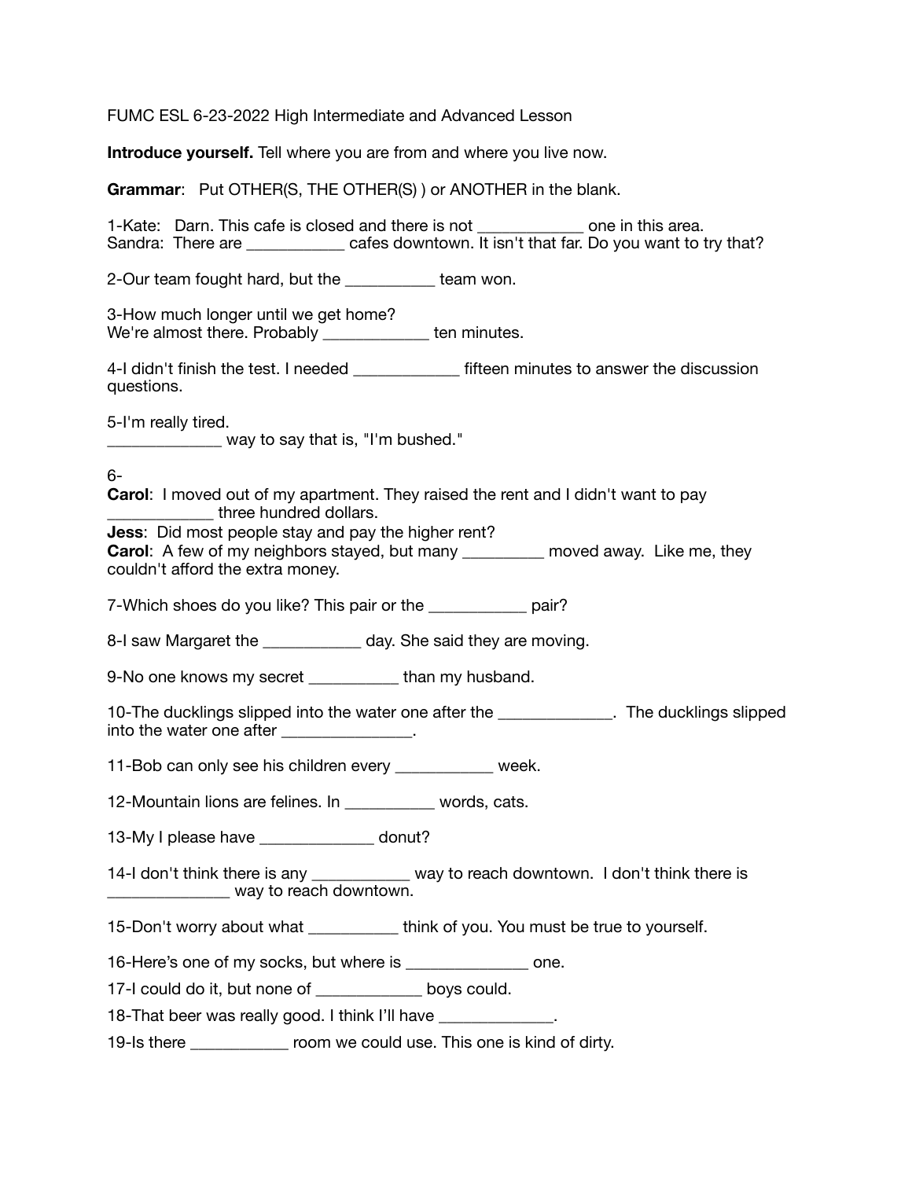FUMC ESL 6-23-2022 High Intermediate and Advanced Lesson

**Introduce yourself.** Tell where you are from and where you live now.

**Grammar**: Put OTHER(S, THE OTHER(S) ) or ANOTHER in the blank.

1-Kate: Darn. This cafe is closed and there is not ____________ one in this area.
Sandra: There are ___________ cafes downtown. It isn't that far. Do you want to try that?

2-Our team fought hard, but the __________ team won.

3-How much longer until we get home?
We're almost there. Probably ____________ ten minutes.

4-I didn't finish the test. I needed ____________ fifteen minutes to answer the discussion questions.

5-I'm really tired.
_____________ way to say that is, "I'm bushed."

6-
**Carol**: I moved out of my apartment. They raised the rent and I didn't want to pay ____________ three hundred dollars.
**Jess**: Did most people stay and pay the higher rent?
**Carol**: A few of my neighbors stayed, but many _________ moved away. Like me, they couldn't afford the extra money.

7-Which shoes do you like? This pair or the ___________ pair?

8-I saw Margaret the ___________ day. She said they are moving.

9-No one knows my secret __________ than my husband.

10-The ducklings slipped into the water one after the _____________. The ducklings slipped into the water one after _______________.

11-Bob can only see his children every ___________ week.

12-Mountain lions are felines. In __________ words, cats.

13-My I please have _____________ donut?

14-I don't think there is any ___________ way to reach downtown. I don't think there is ______________ way to reach downtown.

15-Don't worry about what __________ think of you. You must be true to yourself.

16-Here's one of my socks, but where is ______________ one.

17-I could do it, but none of ____________ boys could.

18-That beer was really good. I think I'll have _____________.

19-Is there ___________ room we could use. This one is kind of dirty.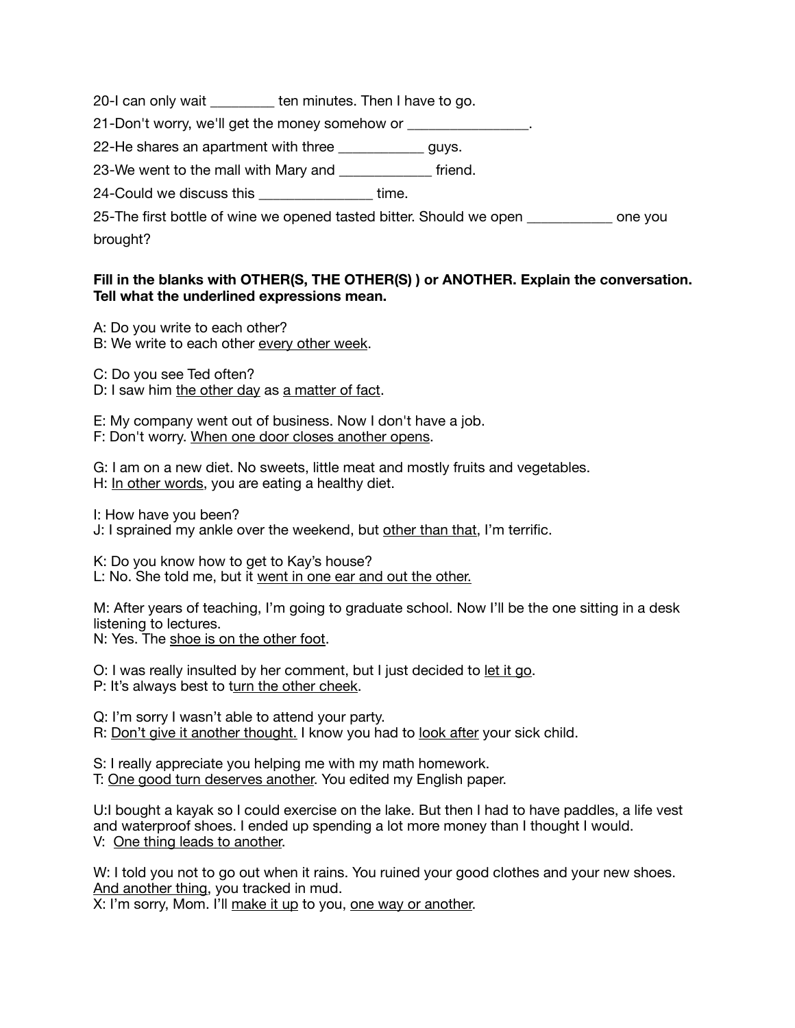20-I can only wait _________ ten minutes. Then I have to go.

21-Don't worry, we'll get the money somehow or ________________.

22-He shares an apartment with three ___________ guys.

23-We went to the mall with Mary and ____________ friend.

24-Could we discuss this _______________ time.

25-The first bottle of wine we opened tasted bitter. Should we open ___________ one you brought?

**Fill in the blanks with OTHER(S, THE OTHER(S) ) or ANOTHER. Explain the conversation. Tell what the underlined expressions mean.**

A: Do you write to each other?
B: We write to each other <u>every other week</u>.

C: Do you see Ted often?
D: I saw him <u>the other day</u> as <u>a matter of fact</u>.

E: My company went out of business. Now I don't have a job.
F: Don't worry. <u>When one door closes another opens</u>.

G: I am on a new diet. No sweets, little meat and mostly fruits and vegetables.
H: <u>In other words</u>, you are eating a healthy diet.

I: How have you been?
J: I sprained my ankle over the weekend, but <u>other than that</u>, I'm terrific.

K: Do you know how to get to Kay's house?
L: No. She told me, but it <u>went in one ear and out the other.</u>

M: After years of teaching, I'm going to graduate school. Now I'll be the one sitting in a desk listening to lectures.
N: Yes. The <u>shoe is on the other foot</u>.

O: I was really insulted by her comment, but I just decided to <u>let it go</u>.
P: It's always best to t<u>urn the other cheek</u>.

Q: I'm sorry I wasn't able to attend your party.
R: <u>Don't give it another thought.</u> I know you had to <u>look after</u> your sick child.

S: I really appreciate you helping me with my math homework.
T: <u>One good turn deserves another</u>. You edited my English paper.

U: I bought a kayak so I could exercise on the lake. But then I had to have paddles, a life vest and waterproof shoes. I ended up spending a lot more money than I thought I would.
V: <u>One thing leads to another</u>.

W: I told you not to go out when it rains. You ruined your good clothes and your new shoes. <u>And another thing</u>, you tracked in mud.
X: I'm sorry, Mom. I'll <u>make it up</u> to you, <u>one way or another</u>.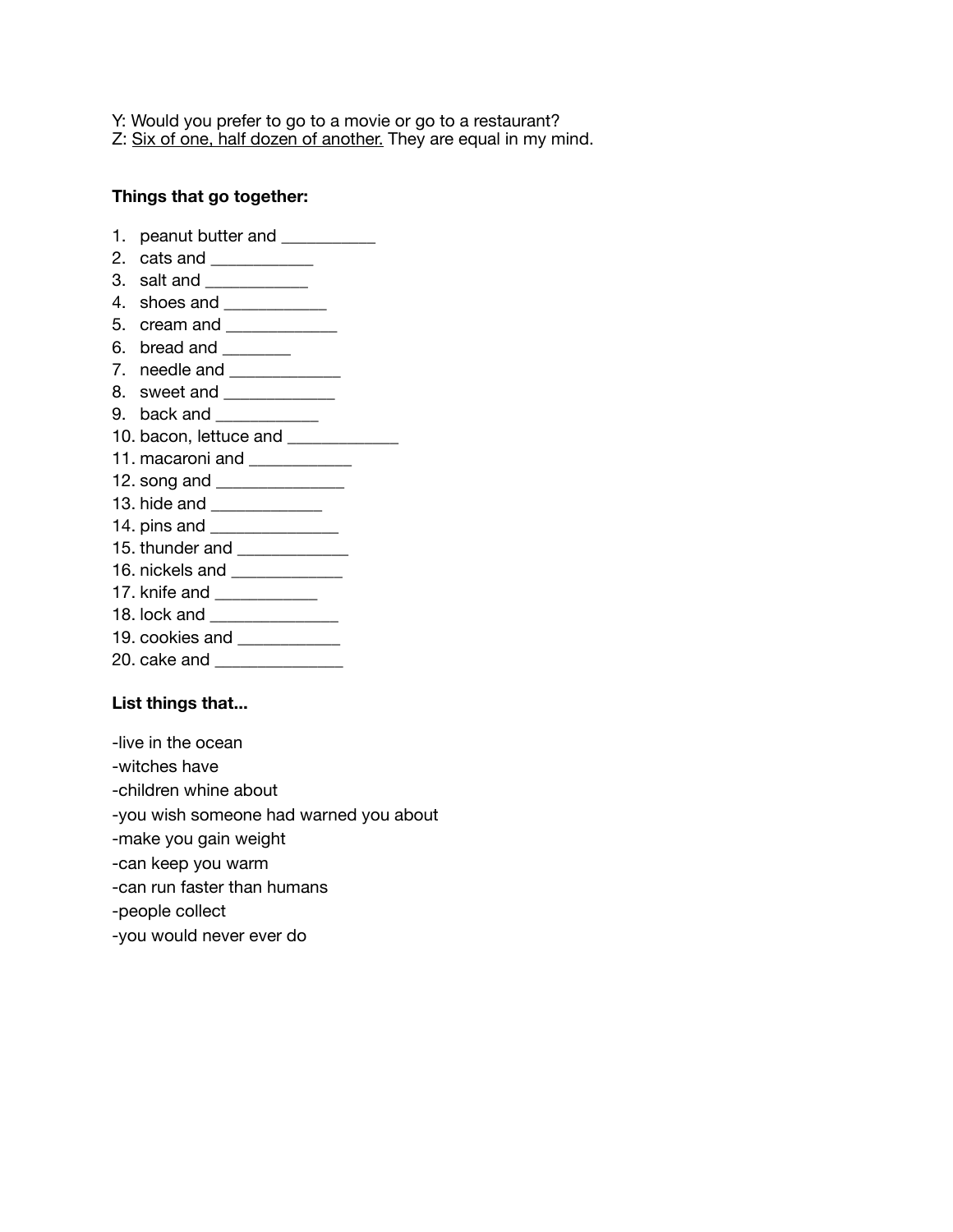Y: Would you prefer to go to a movie or go to a restaurant?
Z: <u>Six of one, half dozen of another.</u> They are equal in my mind.

**Things that go together:**

1. peanut butter and ___________
2. cats and ___________
3. salt and ___________
4. shoes and ___________
5. cream and ____________
6. bread and ________
7. needle and ____________
8. sweet and ____________
9. back and ___________
10. bacon, lettuce and ____________
11. macaroni and ___________
12. song and ______________
13. hide and ____________
14. pins and ______________
15. thunder and ____________
16. nickels and ____________
17. knife and ___________
18. lock and ______________
19. cookies and ___________
20. cake and ______________

**List things that...**

-live in the ocean
-witches have
-children whine about
-you wish someone had warned you about
-make you gain weight
-can keep you warm
-can run faster than humans
-people collect
-you would never ever do